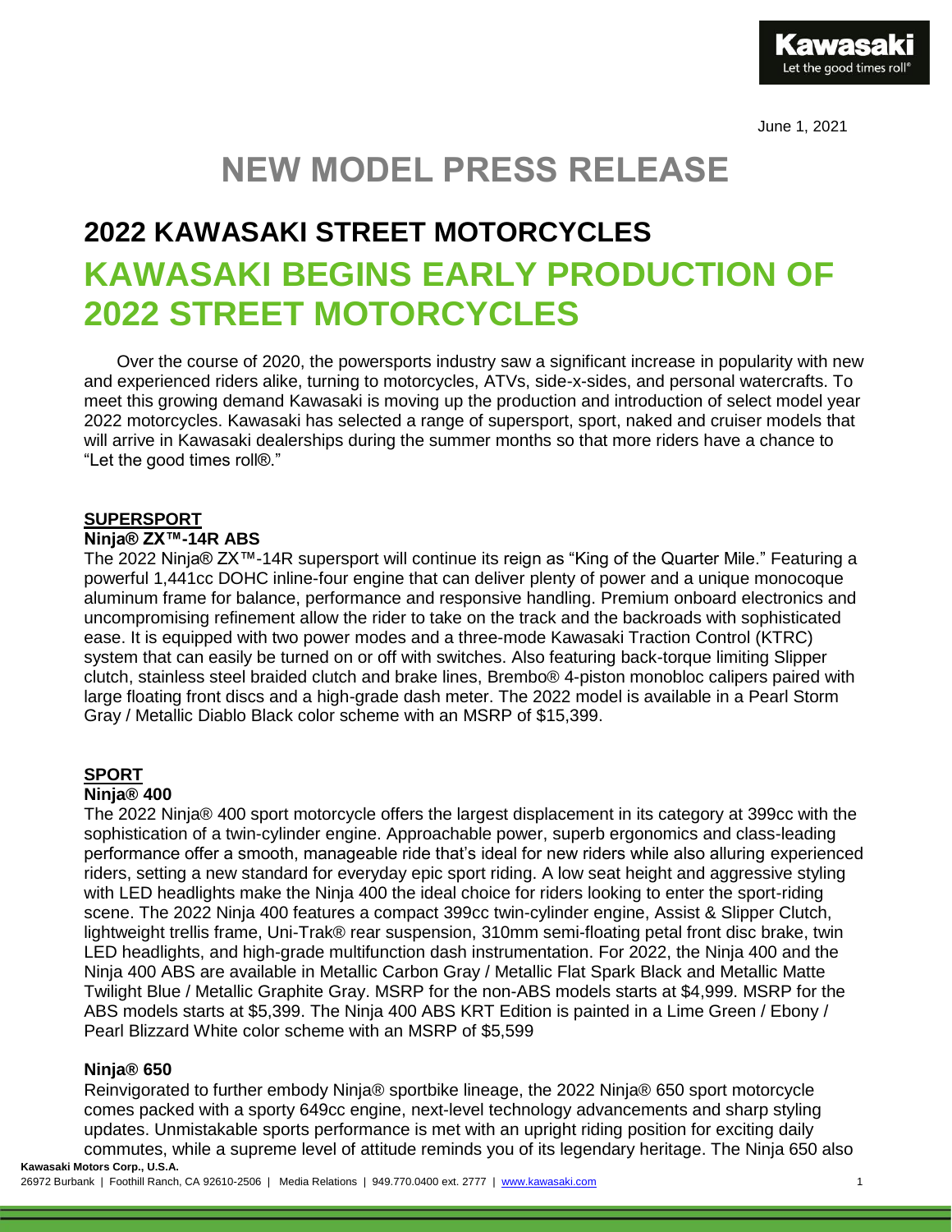June 1, 2021

# NEW MODEL PRESS RELEASE

## 2022 KAWASAKI STREET MOTORCYCLES

## KAWASAKI BEGINS EARLY PRODUCTION OF 2022 STREET MOTORCYCLES

Over the course of 2020, the powersports industry saw a significant increase in popularity with new and experienced riders alike, turning to motorcycles, ATVs, side-x-sides, and personal watercrafts. To meet this growing demand Kawasaki is moving up the production and introduction of select model year 2022 motorcycles. Kawasaki has selected a range of supersport, sport, naked and cruiser models that will arrive in Kawasaki dealerships during the summer months so that more riders have a chance to "Let the good times roll®."

### SUPERSPORT

**Ninja® ZX™-14R ABS**

The 2022 Ninja® ZX™-14R supersport will continue its reign as "King of the Quarter Mile." Featuring a powerful 1,441cc DOHC inline-four engine that can deliver plenty of power and a unique monocoque aluminum frame for balance, performance and responsive handling. Premium onboard electronics and uncompromising refinement allow the rider to take on the track and the backroads with sophisticated ease. It is equipped with two power modes and a three-mode Kawasaki Traction Control (KTRC) system that can easily be turned on or off with switches. Also featuring back-torque limiting Slipper clutch, stainless steel braided clutch and brake lines, Brembo® 4-piston monobloc calipers paired with large floating front discs and a high-grade dash meter. The 2022 model is available in a Pearl Storm Gray / Metallic Diablo Black color scheme with an MSRP of $15,399.

### SPORT

**Ninja® 400**

The 2022 Ninja® 400 sport motorcycle offers the largest displacement in its category at 399cc with the sophistication of a twin-cylinder engine. Approachable power, superb ergonomics and class-leading performance offer a smooth, manageable ride that's ideal for new riders while also alluring experienced riders, setting a new standard for everyday epic sport riding. A low seat height and aggressive styling with LED headlights make the Ninja 400 the ideal choice for riders looking to enter the sport-riding scene. The 2022 Ninja 400 features a compact 399cc twin-cylinder engine, Assist & Slipper Clutch, lightweight trellis frame, Uni-Trak® rear suspension, 310mm semi-floating petal front disc brake, twin LED headlights, and high-grade multifunction dash instrumentation. For 2022, the Ninja 400 and the Ninja 400 ABS are available in Metallic Carbon Gray / Metallic Flat Spark Black and Metallic Matte Twilight Blue / Metallic Graphite Gray. MSRP for the non-ABS models starts at $4,999. MSRP for the ABS models starts at $5,399. The Ninja 400 ABS KRT Edition is painted in a Lime Green / Ebony / Pearl Blizzard White color scheme with an MSRP of $5,599

**Ninja® 650**

Reinvigorated to further embody Ninja® sportbike lineage, the 2022 Ninja® 650 sport motorcycle comes packed with a sporty 649cc engine, next-level technology advancements and sharp styling updates. Unmistakable sports performance is met with an upright riding position for exciting daily commutes, while a supreme level of attitude reminds you of its legendary heritage. The Ninja 650 also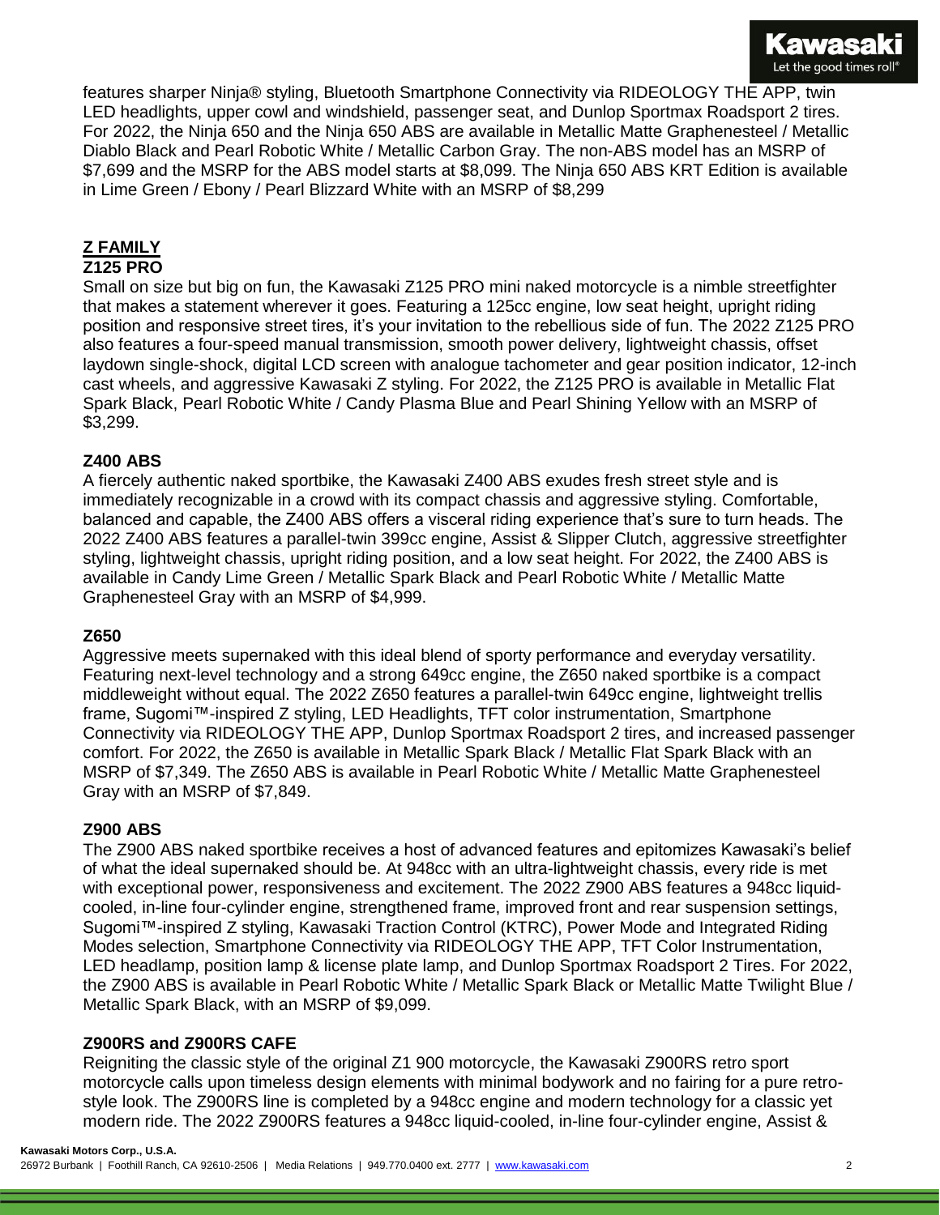features sharper Ninja® styling, Bluetooth Smartphone Connectivity via RIDEOLOGY THE APP, twin LED headlights, upper cowl and windshield, passenger seat, and Dunlop Sportmax Roadsport 2 tires. For 2022, the Ninja 650 and the Ninja 650 ABS are available in Metallic Matte Graphenesteel / Metallic Diablo Black and Pearl Robotic White / Metallic Carbon Gray. The non-ABS model has an MSRP of $7,699 and the MSRP for the ABS model starts at $8,099. The Ninja 650 ABS KRT Edition is available in Lime Green / Ebony / Pearl Blizzard White with an MSRP of $8,299

## Z FAMILY

### Z125 PRO

Small on size but big on fun, the Kawasaki Z125 PRO mini naked motorcycle is a nimble streetfighter that makes a statement wherever it goes. Featuring a 125cc engine, low seat height, upright riding position and responsive street tires, it's your invitation to the rebellious side of fun. The 2022 Z125 PRO also features a four-speed manual transmission, smooth power delivery, lightweight chassis, offset laydown single-shock, digital LCD screen with analogue tachometer and gear position indicator, 12-inch cast wheels, and aggressive Kawasaki Z styling. For 2022, the Z125 PRO is available in Metallic Flat Spark Black, Pearl Robotic White / Candy Plasma Blue and Pearl Shining Yellow with an MSRP of $3,299.

### Z400 ABS

A fiercely authentic naked sportbike, the Kawasaki Z400 ABS exudes fresh street style and is immediately recognizable in a crowd with its compact chassis and aggressive styling. Comfortable, balanced and capable, the Z400 ABS offers a visceral riding experience that's sure to turn heads. The 2022 Z400 ABS features a parallel-twin 399cc engine, Assist & Slipper Clutch, aggressive streetfighter styling, lightweight chassis, upright riding position, and a low seat height. For 2022, the Z400 ABS is available in Candy Lime Green / Metallic Spark Black and Pearl Robotic White / Metallic Matte Graphenesteel Gray with an MSRP of $4,999.

### Z650

Aggressive meets supernaked with this ideal blend of sporty performance and everyday versatility. Featuring next-level technology and a strong 649cc engine, the Z650 naked sportbike is a compact middleweight without equal. The 2022 Z650 features a parallel-twin 649cc engine, lightweight trellis frame, Sugomi™-inspired Z styling, LED Headlights, TFT color instrumentation, Smartphone Connectivity via RIDEOLOGY THE APP, Dunlop Sportmax Roadsport 2 tires, and increased passenger comfort. For 2022, the Z650 is available in Metallic Spark Black / Metallic Flat Spark Black with an MSRP of $7,349. The Z650 ABS is available in Pearl Robotic White / Metallic Matte Graphenesteel Gray with an MSRP of $7,849.

### Z900 ABS

The Z900 ABS naked sportbike receives a host of advanced features and epitomizes Kawasaki's belief of what the ideal supernaked should be. At 948cc with an ultra-lightweight chassis, every ride is met with exceptional power, responsiveness and excitement. The 2022 Z900 ABS features a 948cc liquid-cooled, in-line four-cylinder engine, strengthened frame, improved front and rear suspension settings, Sugomi™-inspired Z styling, Kawasaki Traction Control (KTRC), Power Mode and Integrated Riding Modes selection, Smartphone Connectivity via RIDEOLOGY THE APP, TFT Color Instrumentation, LED headlamp, position lamp & license plate lamp, and Dunlop Sportmax Roadsport 2 Tires. For 2022, the Z900 ABS is available in Pearl Robotic White / Metallic Spark Black or Metallic Matte Twilight Blue / Metallic Spark Black, with an MSRP of $9,099.

### Z900RS and Z900RS CAFE

Reigniting the classic style of the original Z1 900 motorcycle, the Kawasaki Z900RS retro sport motorcycle calls upon timeless design elements with minimal bodywork and no fairing for a pure retro-style look. The Z900RS line is completed by a 948cc engine and modern technology for a classic yet modern ride. The 2022 Z900RS features a 948cc liquid-cooled, in-line four-cylinder engine, Assist &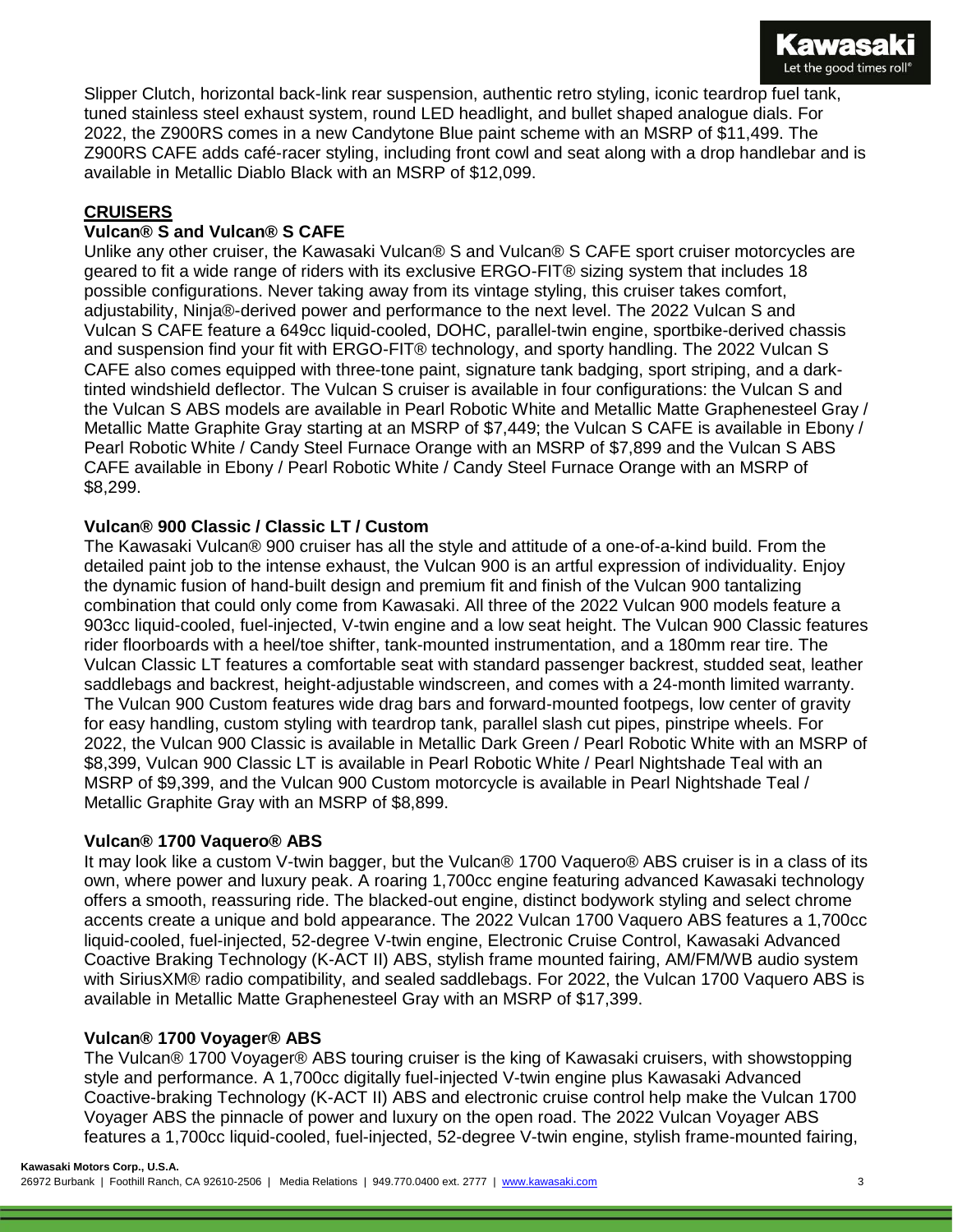Slipper Clutch, horizontal back-link rear suspension, authentic retro styling, iconic teardrop fuel tank, tuned stainless steel exhaust system, round LED headlight, and bullet shaped analogue dials. For 2022, the Z900RS comes in a new Candytone Blue paint scheme with an MSRP of $11,499. The Z900RS CAFE adds café-racer styling, including front cowl and seat along with a drop handlebar and is available in Metallic Diablo Black with an MSRP of $12,099.

## CRUISERS

### Vulcan® S and Vulcan® S CAFE

Unlike any other cruiser, the Kawasaki Vulcan® S and Vulcan® S CAFE sport cruiser motorcycles are geared to fit a wide range of riders with its exclusive ERGO-FIT® sizing system that includes 18 possible configurations. Never taking away from its vintage styling, this cruiser takes comfort, adjustability, Ninja®-derived power and performance to the next level. The 2022 Vulcan S and Vulcan S CAFE feature a 649cc liquid-cooled, DOHC, parallel-twin engine, sportbike-derived chassis and suspension find your fit with ERGO-FIT® technology, and sporty handling. The 2022 Vulcan S CAFE also comes equipped with three-tone paint, signature tank badging, sport striping, and a dark-tinted windshield deflector. The Vulcan S cruiser is available in four configurations: the Vulcan S and the Vulcan S ABS models are available in Pearl Robotic White and Metallic Matte Graphenesteel Gray / Metallic Matte Graphite Gray starting at an MSRP of $7,449; the Vulcan S CAFE is available in Ebony / Pearl Robotic White / Candy Steel Furnace Orange with an MSRP of $7,899 and the Vulcan S ABS CAFE available in Ebony / Pearl Robotic White / Candy Steel Furnace Orange with an MSRP of $8,299.

### Vulcan® 900 Classic / Classic LT / Custom

The Kawasaki Vulcan® 900 cruiser has all the style and attitude of a one-of-a-kind build. From the detailed paint job to the intense exhaust, the Vulcan 900 is an artful expression of individuality. Enjoy the dynamic fusion of hand-built design and premium fit and finish of the Vulcan 900 tantalizing combination that could only come from Kawasaki. All three of the 2022 Vulcan 900 models feature a 903cc liquid-cooled, fuel-injected, V-twin engine and a low seat height. The Vulcan 900 Classic features rider floorboards with a heel/toe shifter, tank-mounted instrumentation, and a 180mm rear tire. The Vulcan Classic LT features a comfortable seat with standard passenger backrest, studded seat, leather saddlebags and backrest, height-adjustable windscreen, and comes with a 24-month limited warranty. The Vulcan 900 Custom features wide drag bars and forward-mounted footpegs, low center of gravity for easy handling, custom styling with teardrop tank, parallel slash cut pipes, pinstripe wheels. For 2022, the Vulcan 900 Classic is available in Metallic Dark Green / Pearl Robotic White with an MSRP of $8,399, Vulcan 900 Classic LT is available in Pearl Robotic White / Pearl Nightshade Teal with an MSRP of $9,399, and the Vulcan 900 Custom motorcycle is available in Pearl Nightshade Teal / Metallic Graphite Gray with an MSRP of $8,899.

### Vulcan® 1700 Vaquero® ABS

It may look like a custom V-twin bagger, but the Vulcan® 1700 Vaquero® ABS cruiser is in a class of its own, where power and luxury peak. A roaring 1,700cc engine featuring advanced Kawasaki technology offers a smooth, reassuring ride. The blacked-out engine, distinct bodywork styling and select chrome accents create a unique and bold appearance. The 2022 Vulcan 1700 Vaquero ABS features a 1,700cc liquid-cooled, fuel-injected, 52-degree V-twin engine, Electronic Cruise Control, Kawasaki Advanced Coactive Braking Technology (K-ACT II) ABS, stylish frame mounted fairing, AM/FM/WB audio system with SiriusXM® radio compatibility, and sealed saddlebags. For 2022, the Vulcan 1700 Vaquero ABS is available in Metallic Matte Graphenesteel Gray with an MSRP of $17,399.

### Vulcan® 1700 Voyager® ABS

The Vulcan® 1700 Voyager® ABS touring cruiser is the king of Kawasaki cruisers, with showstopping style and performance. A 1,700cc digitally fuel-injected V-twin engine plus Kawasaki Advanced Coactive-braking Technology (K-ACT II) ABS and electronic cruise control help make the Vulcan 1700 Voyager ABS the pinnacle of power and luxury on the open road. The 2022 Vulcan Voyager ABS features a 1,700cc liquid-cooled, fuel-injected, 52-degree V-twin engine, stylish frame-mounted fairing,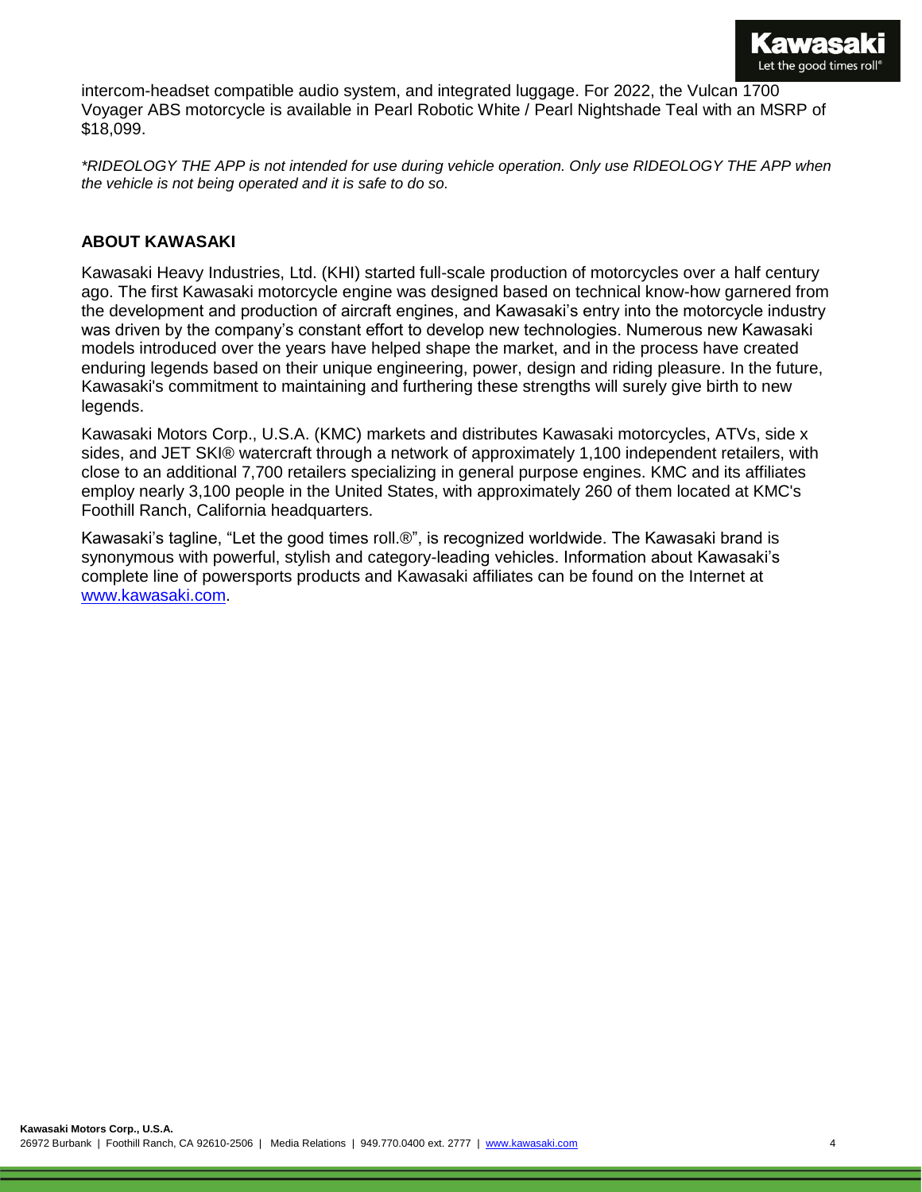intercom-headset compatible audio system, and integrated luggage. For 2022, the Vulcan 1700 Voyager ABS motorcycle is available in Pearl Robotic White / Pearl Nightshade Teal with an MSRP of $18,099.

*\*RIDEOLOGY THE APP is not intended for use during vehicle operation. Only use RIDEOLOGY THE APP when the vehicle is not being operated and it is safe to do so.*

## ABOUT KAWASAKI

Kawasaki Heavy Industries, Ltd. (KHI) started full-scale production of motorcycles over a half century ago. The first Kawasaki motorcycle engine was designed based on technical know-how garnered from the development and production of aircraft engines, and Kawasaki's entry into the motorcycle industry was driven by the company's constant effort to develop new technologies. Numerous new Kawasaki models introduced over the years have helped shape the market, and in the process have created enduring legends based on their unique engineering, power, design and riding pleasure. In the future, Kawasaki's commitment to maintaining and furthering these strengths will surely give birth to new legends.

Kawasaki Motors Corp., U.S.A. (KMC) markets and distributes Kawasaki motorcycles, ATVs, side x sides, and JET SKI® watercraft through a network of approximately 1,100 independent retailers, with close to an additional 7,700 retailers specializing in general purpose engines. KMC and its affiliates employ nearly 3,100 people in the United States, with approximately 260 of them located at KMC's Foothill Ranch, California headquarters.

Kawasaki's tagline, "Let the good times roll.®", is recognized worldwide. The Kawasaki brand is synonymous with powerful, stylish and category-leading vehicles. Information about Kawasaki's complete line of powersports products and Kawasaki affiliates can be found on the Internet at www.kawasaki.com.